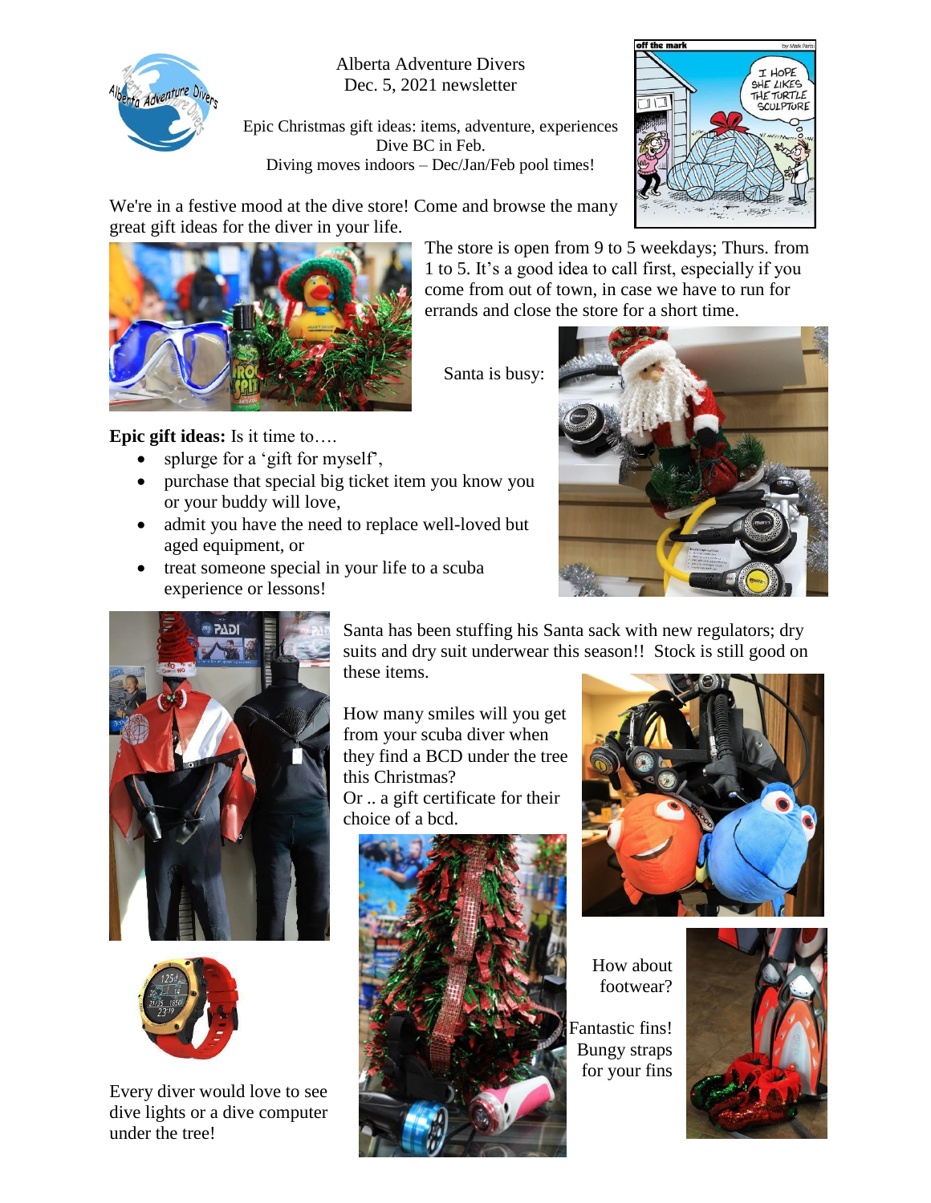Alberta Adventure Divers
Dec. 5, 2021 newsletter

Epic Christmas gift ideas: items, adventure, experiences
Dive BC in Feb.
Diving moves indoors – Dec/Jan/Feb pool times!

We're in a festive mood at the dive store! Come and browse the many great gift ideas for the diver in your life.

The store is open from 9 to 5 weekdays; Thurs. from 1 to 5. It's a good idea to call first, especially if you come from out of town, in case we have to run for errands and close the store for a short time.

Santa is busy:

**Epic gift ideas:** Is it time to….

- splurge for a 'gift for myself',
- purchase that special big ticket item you know you or your buddy will love,
- admit you have the need to replace well-loved but aged equipment, or
- treat someone special in your life to a scuba experience or lessons!

Santa has been stuffing his Santa sack with new regulators; dry suits and dry suit underwear this season!! Stock is still good on these items.

How many smiles will you get from your scuba diver when they find a BCD under the tree this Christmas?
Or .. a gift certificate for their choice of a bcd.

How about footwear?

Fantastic fins!
Bungy straps for your fins

Every diver would love to see dive lights or a dive computer under the tree!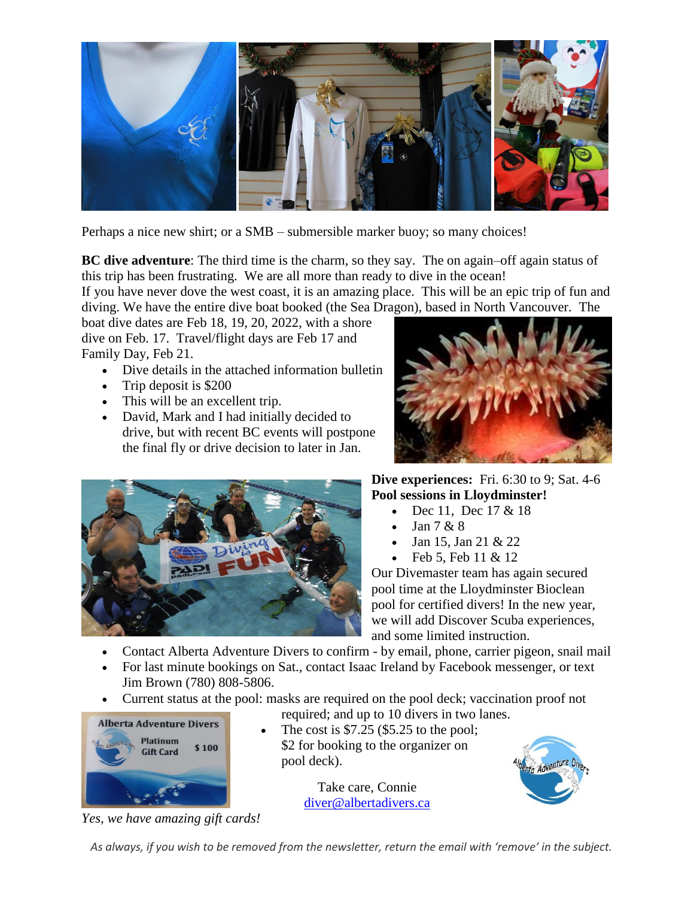Perhaps a nice new shirt; or a SMB – submersible marker buoy; so many choices!

**BC dive adventure**: The third time is the charm, so they say. The on again–off again status of this trip has been frustrating. We are all more than ready to dive in the ocean!
If you have never dove the west coast, it is an amazing place. This will be an epic trip of fun and diving. We have the entire dive boat booked (the Sea Dragon), based in North Vancouver. The boat dive dates are Feb 18, 19, 20, 2022, with a shore dive on Feb. 17. Travel/flight days are Feb 17 and Family Day, Feb 21.

- Dive details in the attached information bulletin
- Trip deposit is $200
- This will be an excellent trip.
- David, Mark and I had initially decided to drive, but with recent BC events will postpone the final fly or drive decision to later in Jan.

**Dive experiences:** Fri. 6:30 to 9; Sat. 4-6
**Pool sessions in Lloydminster!**

- Dec 11, Dec 17 & 18
- Jan 7 & 8
- Jan 15, Jan 21 & 22
- Feb 5, Feb 11 & 12

Our Divemaster team has again secured pool time at the Lloydminster Bioclean pool for certified divers! In the new year, we will add Discover Scuba experiences, and some limited instruction.

- Contact Alberta Adventure Divers to confirm - by email, phone, carrier pigeon, snail mail
- For last minute bookings on Sat., contact Isaac Ireland by Facebook messenger, or text Jim Brown (780) 808-5806.
- Current status at the pool: masks are required on the pool deck; vaccination proof not required; and up to 10 divers in two lanes.
- The cost is $7.25 ($5.25 to the pool; $2 for booking to the organizer on pool deck).

Take care, Connie
diver@albertadivers.ca

*Yes, we have amazing gift cards!*

*As always, if you wish to be removed from the newsletter, return the email with 'remove' in the subject.*